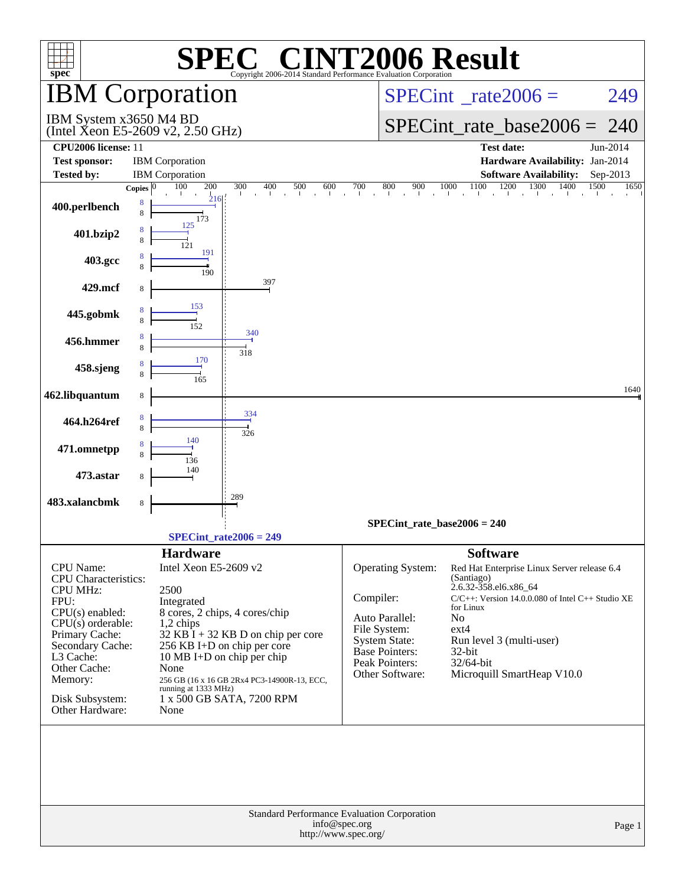# SPEC® CINT2006 Result

Copyright 2006-2014 Standard Performance Evaluation Corporation

## IBM Corporation

IBM System x3650 M4 BD
(Intel Xeon E5-2609 v2, 2.50 GHz)

SPECint_rate2006 = 249

SPECint_rate_base2006 = 240

| | | | |
|---|---|---|---|
| **CPU2006 license:** | 11 | **Test date:** | Jun-2014 |
| **Test sponsor:** | IBM Corporation | **Hardware Availability:** | Jan-2014 |
| **Tested by:** | IBM Corporation | **Software Availability:** | Sep-2013 |

| Benchmark | Copies (peak) | Peak | Copies (base) | Base |
|---|---|---|---|---|
| 400.perlbench | 8 | 216 | 8 | 173 |
| 401.bzip2 | 8 | 125 | 8 | 121 |
| 403.gcc | 8 | 191 | 8 | 190 |
| 429.mcf | | | 8 | 397 |
| 445.gobmk | 8 | 153 | 8 | 152 |
| 456.hmmer | 8 | 340 | 8 | 318 |
| 458.sjeng | 8 | 170 | 8 | 165 |
| 462.libquantum | | | 8 | 1640 |
| 464.h264ref | 8 | 334 | 8 | 326 |
| 471.omnetpp | 8 | 140 | 8 | 136 |
| 473.astar | | | 8 | 140 |
| 483.xalancbmk | | | 8 | 289 |

SPECint_rate_base2006 = 240

SPECint_rate2006 = 249

### Hardware

| | |
|---|---|
| CPU Name: | Intel Xeon E5-2609 v2 |
| CPU Characteristics: | |
| CPU MHz: | 2500 |
| FPU: | Integrated |
| CPU(s) enabled: | 8 cores, 2 chips, 4 cores/chip |
| CPU(s) orderable: | 1,2 chips |
| Primary Cache: | 32 KB I + 32 KB D on chip per core |
| Secondary Cache: | 256 KB I+D on chip per core |
| L3 Cache: | 10 MB I+D on chip per chip |
| Other Cache: | None |
| Memory: | 256 GB (16 x 16 GB 2Rx4 PC3-14900R-13, ECC, running at 1333 MHz) |
| Disk Subsystem: | 1 x 500 GB SATA, 7200 RPM |
| Other Hardware: | None |

### Software

| | |
|---|---|
| Operating System: | Red Hat Enterprise Linux Server release 6.4 (Santiago) 2.6.32-358.el6.x86_64 |
| Compiler: | C/C++: Version 14.0.0.080 of Intel C++ Studio XE for Linux |
| Auto Parallel: | No |
| File System: | ext4 |
| System State: | Run level 3 (multi-user) |
| Base Pointers: | 32-bit |
| Peak Pointers: | 32/64-bit |
| Other Software: | Microquill SmartHeap V10.0 |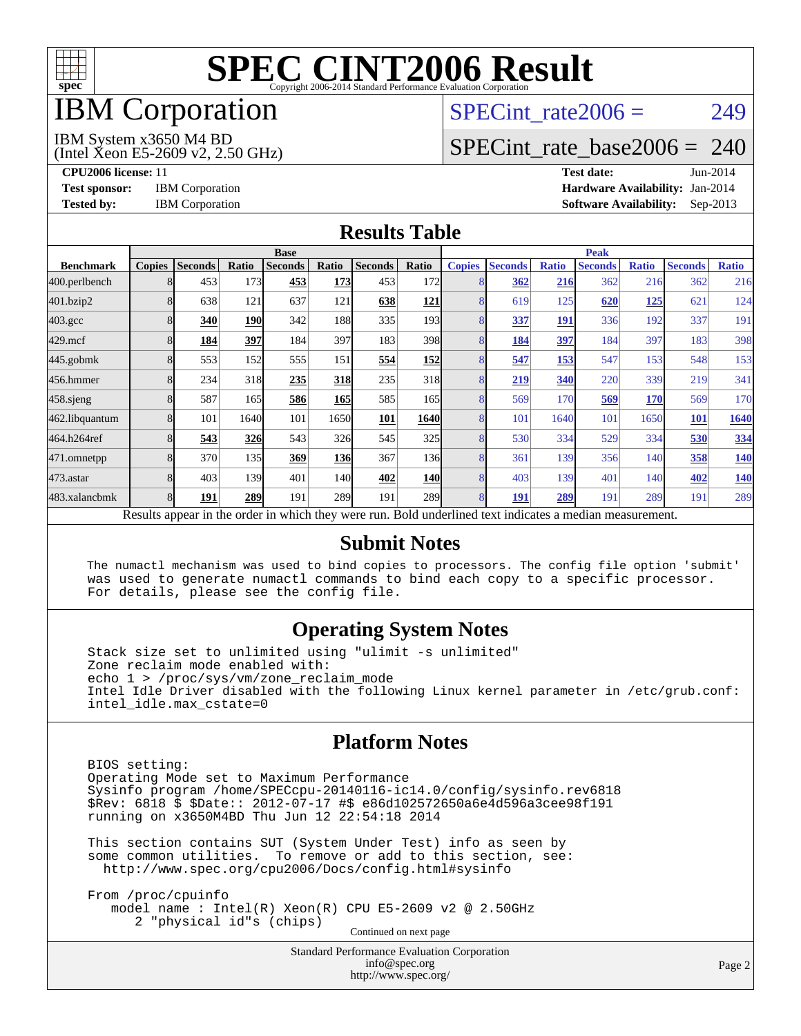# SPEC CINT2006 Result

Copyright 2006-2014 Standard Performance Evaluation Corporation

# IBM Corporation

IBM System x3650 M4 BD
(Intel Xeon E5-2609 v2, 2.50 GHz)

SPECint_rate2006 = 249

SPECint_rate_base2006 = 240

**CPU2006 license:** 11
**Test sponsor:** IBM Corporation
**Tested by:** IBM Corporation

**Test date:** Jun-2014
**Hardware Availability:** Jan-2014
**Software Availability:** Sep-2013

## Results Table

| | Base | | | | | | | Peak | | | | | | |
|---|---|---|---|---|---|---|---|---|---|---|---|---|---|---|
| **Benchmark** | **Copies** | **Seconds** | **Ratio** | **Seconds** | **Ratio** | **Seconds** | **Ratio** | **Copies** | **Seconds** | **Ratio** | **Seconds** | **Ratio** | **Seconds** | **Ratio** |
| 400.perlbench | 8 | 453 | 173 | **453** | **173** | 453 | 172 | 8 | **362** | **216** | 362 | 216 | 362 | 216 |
| 401.bzip2 | 8 | 638 | 121 | 637 | 121 | **638** | **121** | 8 | 619 | 125 | **620** | **125** | 621 | 124 |
| 403.gcc | 8 | **340** | **190** | 342 | 188 | 335 | 193 | 8 | **337** | **191** | 336 | 192 | 337 | 191 |
| 429.mcf | 8 | **184** | **397** | 184 | 397 | 183 | 398 | 8 | **184** | **397** | 184 | 397 | 183 | 398 |
| 445.gobmk | 8 | 553 | 152 | 555 | 151 | **554** | **152** | 8 | **547** | **153** | 547 | 153 | 548 | 153 |
| 456.hmmer | 8 | 234 | 318 | **235** | **318** | 235 | 318 | 8 | **219** | **340** | 220 | 339 | 219 | 341 |
| 458.sjeng | 8 | 587 | 165 | **586** | **165** | 585 | 165 | 8 | 569 | 170 | **569** | **170** | 569 | 170 |
| 462.libquantum | 8 | 101 | 1640 | 101 | 1650 | **101** | **1640** | 8 | 101 | 1640 | 101 | 1650 | **101** | **1640** |
| 464.h264ref | 8 | **543** | **326** | 543 | 326 | 545 | 325 | 8 | 530 | 334 | 529 | 334 | **530** | **334** |
| 471.omnetpp | 8 | 370 | 135 | **369** | **136** | 367 | 136 | 8 | 361 | 139 | 356 | 140 | **358** | **140** |
| 473.astar | 8 | 403 | 139 | 401 | 140 | **402** | **140** | 8 | 403 | 139 | 401 | 140 | **402** | **140** |
| 483.xalancbmk | 8 | **191** | **289** | 191 | 289 | 191 | 289 | 8 | **191** | **289** | 191 | 289 | 191 | 289 |

Results appear in the order in which they were run. Bold underlined text indicates a median measurement.

## Submit Notes

```
The numactl mechanism was used to bind copies to processors. The config file option 'submit'
was used to generate numactl commands to bind each copy to a specific processor.
For details, please see the config file.
```

## Operating System Notes

```
Stack size set to unlimited using "ulimit -s unlimited"
Zone reclaim mode enabled with:
echo 1 > /proc/sys/vm/zone_reclaim_mode
Intel Idle Driver disabled with the following Linux kernel parameter in /etc/grub.conf:
intel_idle.max_cstate=0
```

## Platform Notes

```
BIOS setting:
Operating Mode set to Maximum Performance
Sysinfo program /home/SPECcpu-20140116-ic14.0/config/sysinfo.rev6818
$Rev: 6818 $ $Date:: 2012-07-17 #$ e86d102572650a6e4d596a3cee98f191
running on x3650M4BD Thu Jun 12 22:54:18 2014

This section contains SUT (System Under Test) info as seen by
some common utilities.  To remove or add to this section, see:
  http://www.spec.org/cpu2006/Docs/config.html#sysinfo

From /proc/cpuinfo
    model name : Intel(R) Xeon(R) CPU E5-2609 v2 @ 2.50GHz
       2 "physical id"s (chips)
```

Continued on next page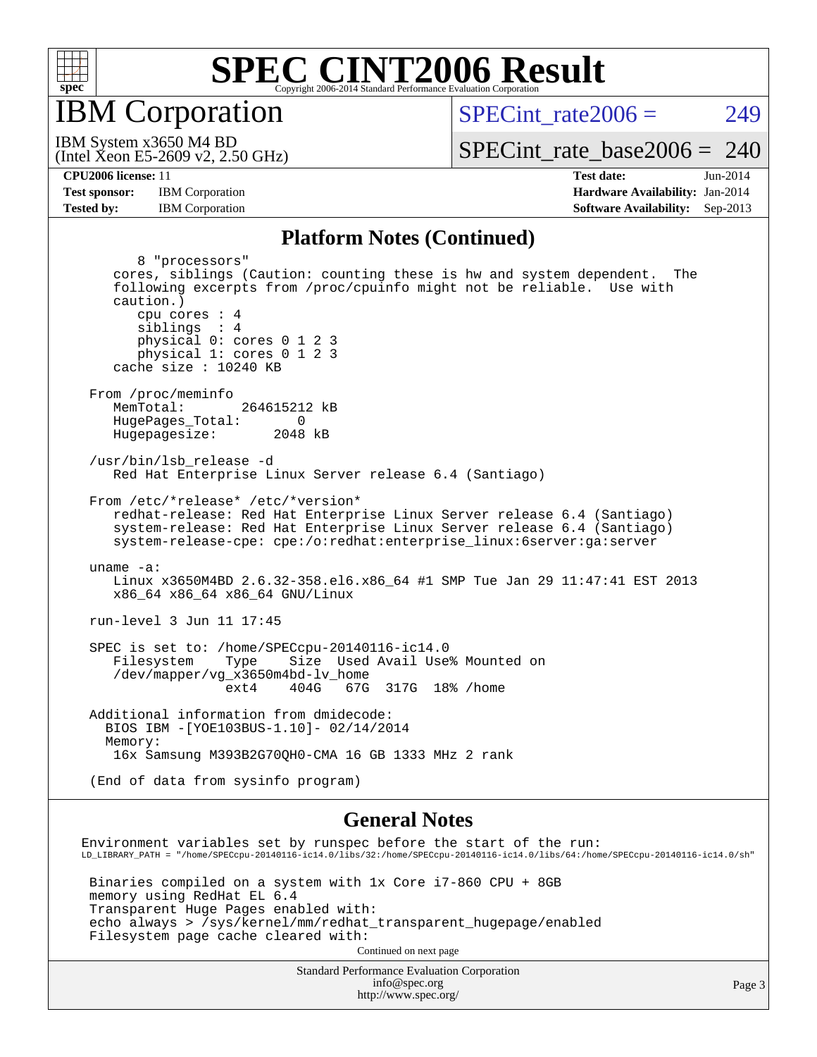# SPEC CINT2006 Result

Copyright 2006-2014 Standard Performance Evaluation Corporation

## IBM Corporation

IBM System x3650 M4 BD
(Intel Xeon E5-2609 v2, 2.50 GHz)

SPECint_rate2006 = 249

SPECint_rate_base2006 = 240

**CPU2006 license:** 11
**Test sponsor:** IBM Corporation
**Tested by:** IBM Corporation

**Test date:** Jun-2014
**Hardware Availability:** Jan-2014
**Software Availability:** Sep-2013

## Platform Notes (Continued)

```
        8 "processors"
     cores, siblings (Caution: counting these is hw and system dependent.  The
     following excerpts from /proc/cpuinfo might not be reliable.  Use with
     caution.)
        cpu cores : 4
        siblings  : 4
        physical 0: cores 0 1 2 3
        physical 1: cores 0 1 2 3
     cache size : 10240 KB

  From /proc/meminfo
     MemTotal:       264615212 kB
     HugePages_Total:       0
     Hugepagesize:       2048 kB

  /usr/bin/lsb_release -d
     Red Hat Enterprise Linux Server release 6.4 (Santiago)

  From /etc/*release* /etc/*version*
     redhat-release: Red Hat Enterprise Linux Server release 6.4 (Santiago)
     system-release: Red Hat Enterprise Linux Server release 6.4 (Santiago)
     system-release-cpe: cpe:/o:redhat:enterprise_linux:6server:ga:server

  uname -a:
     Linux x3650M4BD 2.6.32-358.el6.x86_64 #1 SMP Tue Jan 29 11:47:41 EST 2013
     x86_64 x86_64 x86_64 GNU/Linux

  run-level 3 Jun 11 17:45

  SPEC is set to: /home/SPECcpu-20140116-ic14.0
     Filesystem     Type    Size  Used Avail Use% Mounted on
     /dev/mapper/vg_x3650m4bd-lv_home
                    ext4    404G   67G  317G  18% /home

  Additional information from dmidecode:
    BIOS IBM -[YOE103BUS-1.10]- 02/14/2014
    Memory:
     16x Samsung M393B2G70QH0-CMA 16 GB 1333 MHz 2 rank

  (End of data from sysinfo program)
```

## General Notes

```
Environment variables set by runspec before the start of the run:
LD_LIBRARY_PATH = "/home/SPECcpu-20140116-ic14.0/libs/32:/home/SPECcpu-20140116-ic14.0/libs/64:/home/SPECcpu-20140116-ic14.0/sh"

 Binaries compiled on a system with 1x Core i7-860 CPU + 8GB
 memory using RedHat EL 6.4
 Transparent Huge Pages enabled with:
 echo always > /sys/kernel/mm/redhat_transparent_hugepage/enabled
 Filesystem page cache cleared with:
```

Continued on next page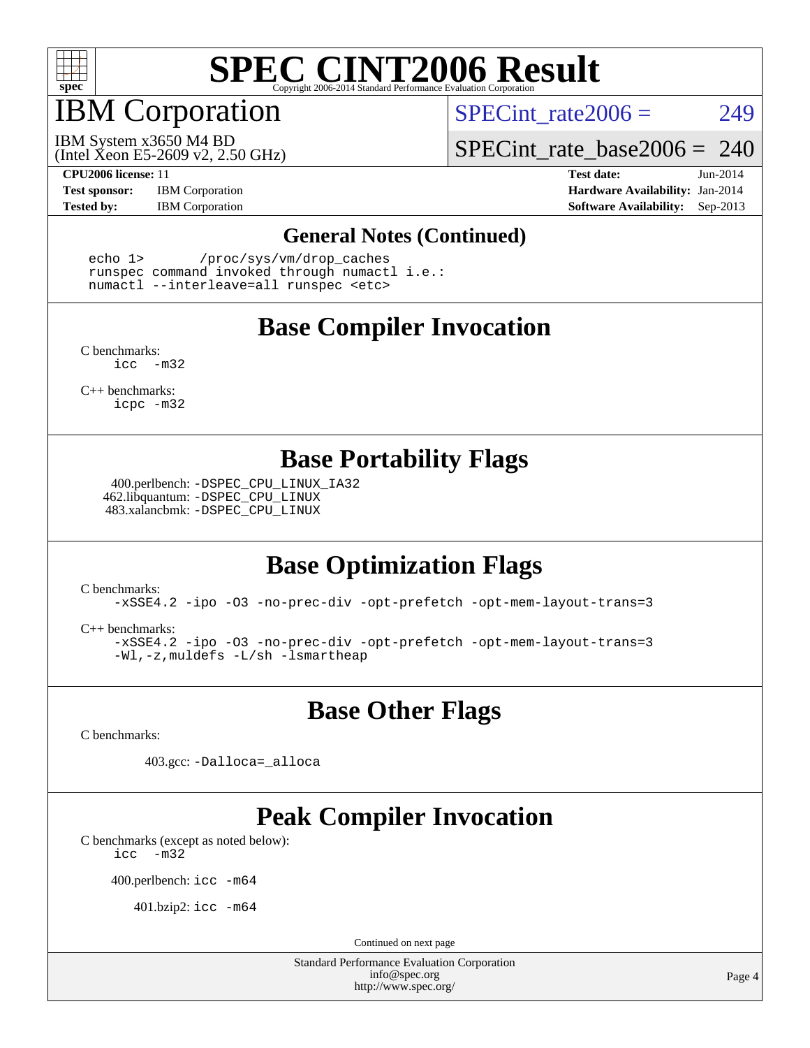# SPEC CINT2006 Result

## IBM Corporation

IBM System x3650 M4 BD
(Intel Xeon E5-2609 v2, 2.50 GHz)

SPECint_rate2006 = 249

SPECint_rate_base2006 = 240

**CPU2006 license:** 11
**Test sponsor:** IBM Corporation
**Tested by:** IBM Corporation

**Test date:** Jun-2014
**Hardware Availability:** Jan-2014
**Software Availability:** Sep-2013

## General Notes (Continued)

```
echo 1>       /proc/sys/vm/drop_caches
runspec command invoked through numactl i.e.:
numactl --interleave=all runspec <etc>
```

## Base Compiler Invocation

C benchmarks:
icc -m32

C++ benchmarks:
icpc -m32

## Base Portability Flags

400.perlbench: -DSPEC_CPU_LINUX_IA32
462.libquantum: -DSPEC_CPU_LINUX
483.xalancbmk: -DSPEC_CPU_LINUX

## Base Optimization Flags

C benchmarks:
-xSSE4.2 -ipo -O3 -no-prec-div -opt-prefetch -opt-mem-layout-trans=3

C++ benchmarks:
-xSSE4.2 -ipo -O3 -no-prec-div -opt-prefetch -opt-mem-layout-trans=3
-Wl,-z,muldefs -L/sh -lsmartheap

## Base Other Flags

C benchmarks:

403.gcc: -Dalloca=_alloca

## Peak Compiler Invocation

C benchmarks (except as noted below):
icc -m32

400.perlbench: icc -m64

401.bzip2: icc -m64

Continued on next page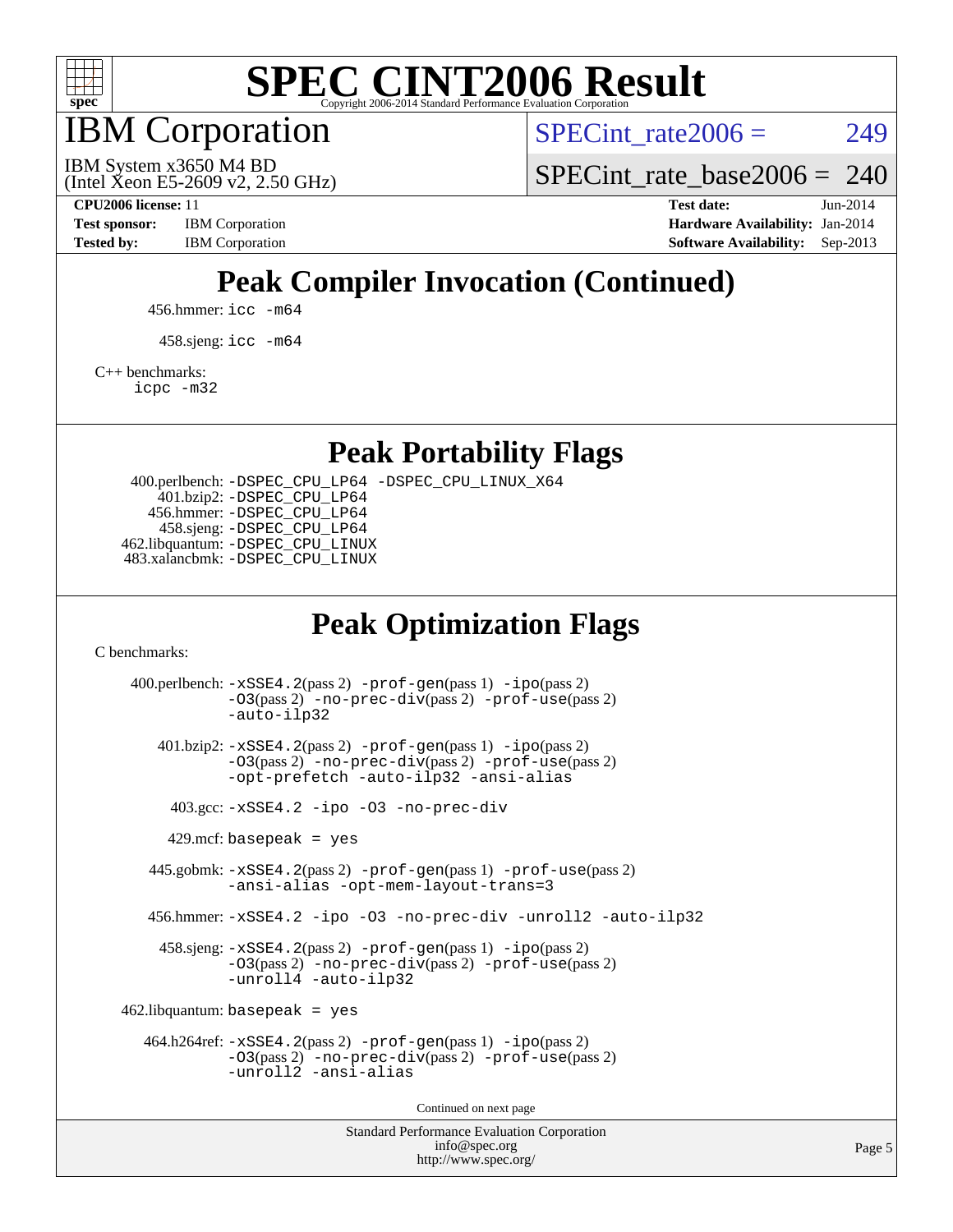# IBM Corporation

IBM System x3650 M4 BD
(Intel Xeon E5-2609 v2, 2.50 GHz)

SPECint_rate2006 = 249

SPECint_rate_base2006 = 240

**CPU2006 license:** 11
**Test sponsor:** IBM Corporation
**Tested by:** IBM Corporation
**Test date:** Jun-2014
**Hardware Availability:** Jan-2014
**Software Availability:** Sep-2013

## Peak Compiler Invocation (Continued)

456.hmmer: `icc -m64`

458.sjeng: `icc -m64`

C++ benchmarks:
`icpc -m32`

## Peak Portability Flags

400.perlbench: `-DSPEC_CPU_LP64 -DSPEC_CPU_LINUX_X64`
401.bzip2: `-DSPEC_CPU_LP64`
456.hmmer: `-DSPEC_CPU_LP64`
458.sjeng: `-DSPEC_CPU_LP64`
462.libquantum: `-DSPEC_CPU_LINUX`
483.xalancbmk: `-DSPEC_CPU_LINUX`

## Peak Optimization Flags

C benchmarks:

400.perlbench: `-xSSE4.2`(pass 2) `-prof-gen`(pass 1) `-ipo`(pass 2) `-O3`(pass 2) `-no-prec-div`(pass 2) `-prof-use`(pass 2) `-auto-ilp32`

401.bzip2: `-xSSE4.2`(pass 2) `-prof-gen`(pass 1) `-ipo`(pass 2) `-O3`(pass 2) `-no-prec-div`(pass 2) `-prof-use`(pass 2) `-opt-prefetch -auto-ilp32 -ansi-alias`

403.gcc: `-xSSE4.2 -ipo -O3 -no-prec-div`

429.mcf: `basepeak = yes`

445.gobmk: `-xSSE4.2`(pass 2) `-prof-gen`(pass 1) `-prof-use`(pass 2) `-ansi-alias -opt-mem-layout-trans=3`

456.hmmer: `-xSSE4.2 -ipo -O3 -no-prec-div -unroll2 -auto-ilp32`

458.sjeng: `-xSSE4.2`(pass 2) `-prof-gen`(pass 1) `-ipo`(pass 2) `-O3`(pass 2) `-no-prec-div`(pass 2) `-prof-use`(pass 2) `-unroll4 -auto-ilp32`

462.libquantum: `basepeak = yes`

464.h264ref: `-xSSE4.2`(pass 2) `-prof-gen`(pass 1) `-ipo`(pass 2) `-O3`(pass 2) `-no-prec-div`(pass 2) `-prof-use`(pass 2) `-unroll2 -ansi-alias`

Continued on next page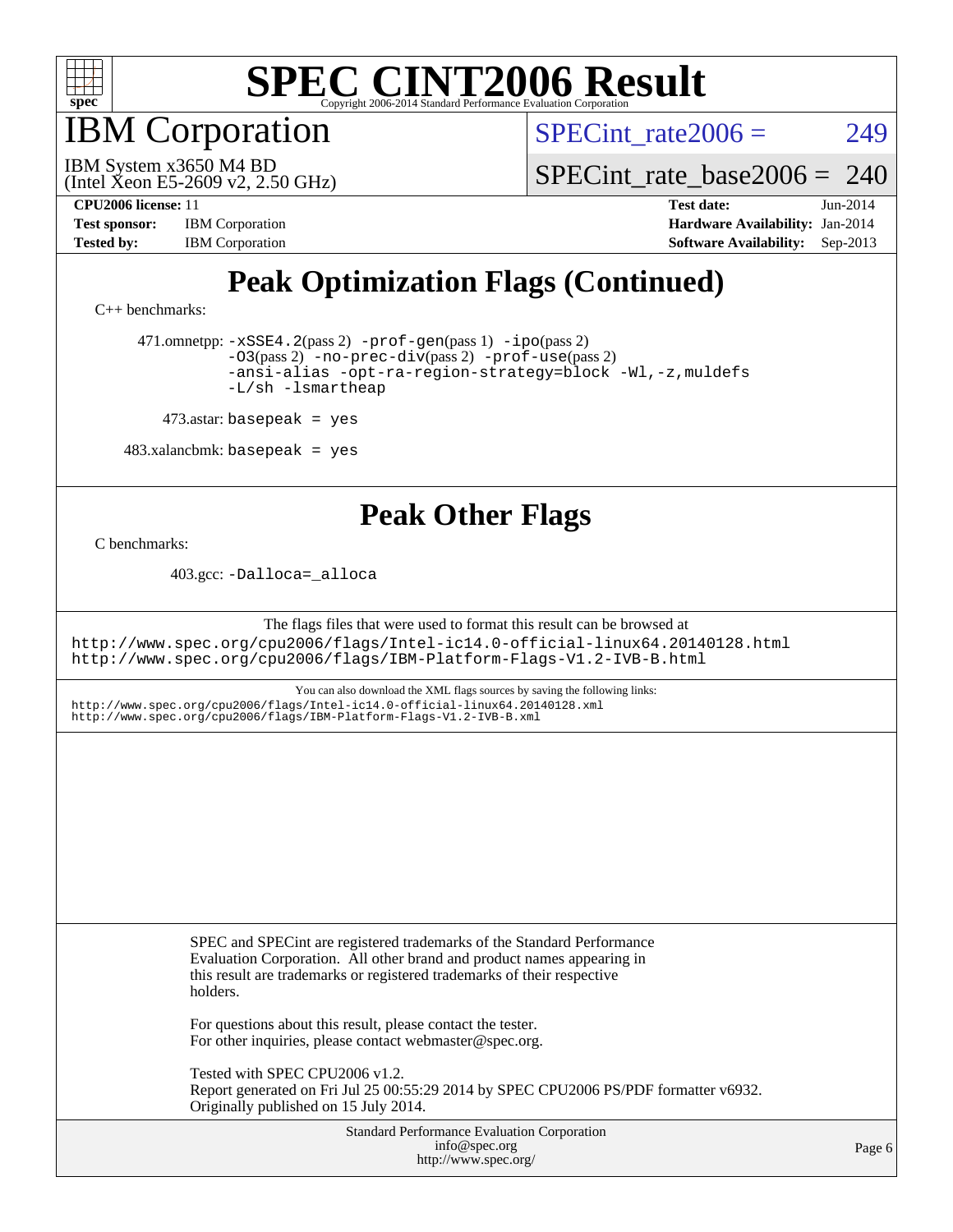# Peak Optimization Flags (Continued)

C++ benchmarks:

471.omnetpp: -xSSE4.2(pass 2) -prof-gen(pass 1) -ipo(pass 2) -O3(pass 2) -no-prec-div(pass 2) -prof-use(pass 2) -ansi-alias -opt-ra-region-strategy=block -Wl,-z,muldefs -L/sh -lsmartheap

473.astar: basepeak = yes

483.xalancbmk: basepeak = yes

# Peak Other Flags

C benchmarks:

403.gcc: -Dalloca=_alloca

The flags files that were used to format this result can be browsed at
http://www.spec.org/cpu2006/flags/Intel-ic14.0-official-linux64.20140128.html
http://www.spec.org/cpu2006/flags/IBM-Platform-Flags-V1.2-IVB-B.html

You can also download the XML flags sources by saving the following links:
http://www.spec.org/cpu2006/flags/Intel-ic14.0-official-linux64.20140128.xml
http://www.spec.org/cpu2006/flags/IBM-Platform-Flags-V1.2-IVB-B.xml

SPEC and SPECint are registered trademarks of the Standard Performance Evaluation Corporation. All other brand and product names appearing in this result are trademarks or registered trademarks of their respective holders.

For questions about this result, please contact the tester.
For other inquiries, please contact webmaster@spec.org.

Tested with SPEC CPU2006 v1.2.
Report generated on Fri Jul 25 00:55:29 2014 by SPEC CPU2006 PS/PDF formatter v6932.
Originally published on 15 July 2014.